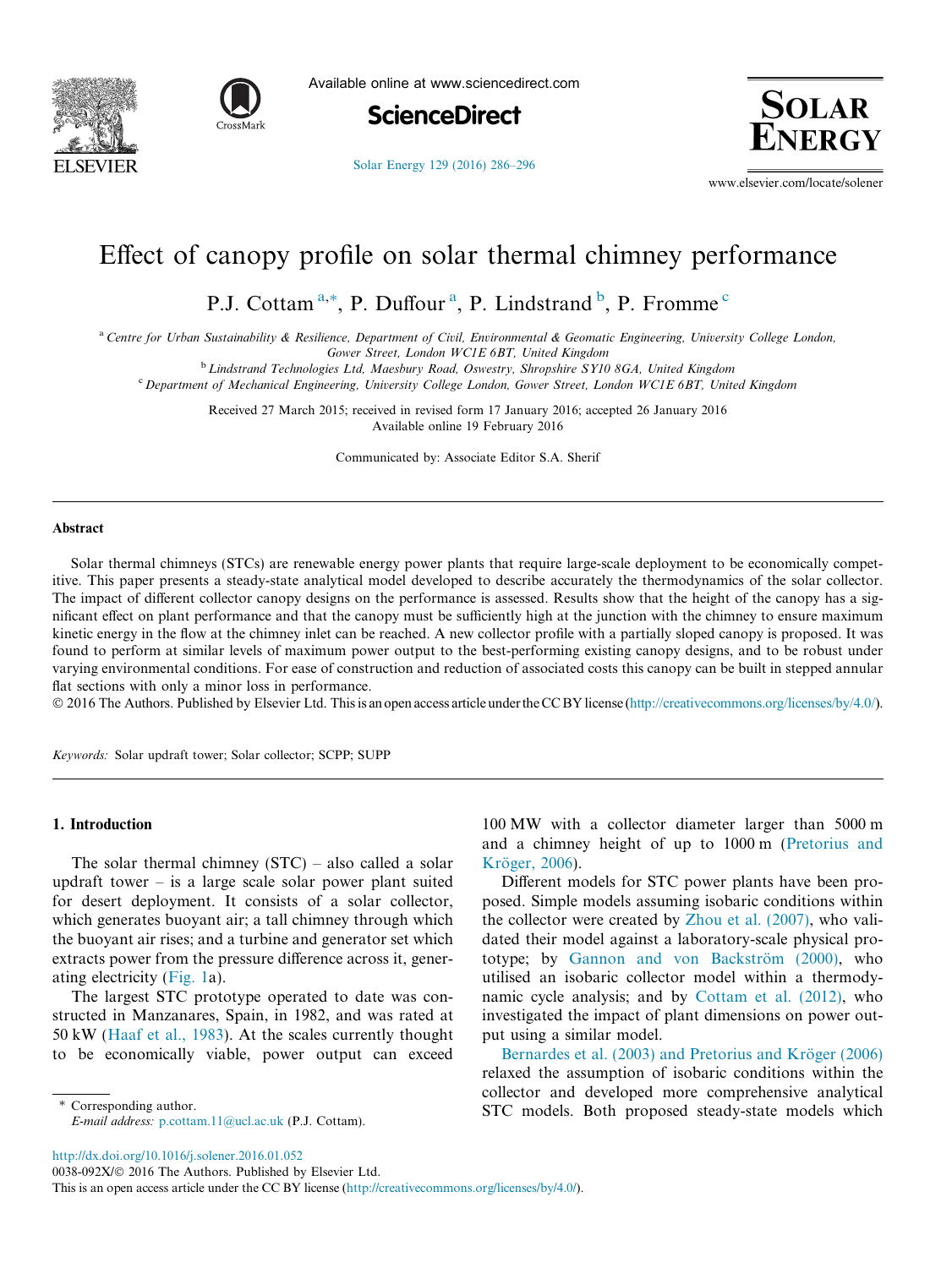# Effect of canopy profile on solar thermal chimney performance

P.J. Cottam [a,*], P. Duffour [a], P. Lindstrand [b], P. Fromme [c]

[a] Centre for Urban Sustainability & Resilience, Department of Civil, Environmental & Geomatic Engineering, University College London, Gower Street, London WC1E 6BT, United Kingdom

[b] Lindstrand Technologies Ltd, Maesbury Road, Oswestry, Shropshire SY10 8GA, United Kingdom

[c] Department of Mechanical Engineering, University College London, Gower Street, London WC1E 6BT, United Kingdom

Received 27 March 2015; received in revised form 17 January 2016; accepted 26 January 2016

Available online 19 February 2016

Communicated by: Associate Editor S.A. Sherif

## Abstract

Solar thermal chimneys (STCs) are renewable energy power plants that require large-scale deployment to be economically competitive. This paper presents a steady-state analytical model developed to describe accurately the thermodynamics of the solar collector. The impact of different collector canopy designs on the performance is assessed. Results show that the height of the canopy has a significant effect on plant performance and that the canopy must be sufficiently high at the junction with the chimney to ensure maximum kinetic energy in the flow at the chimney inlet can be reached. A new collector profile with a partially sloped canopy is proposed. It was found to perform at similar levels of maximum power output to the best-performing existing canopy designs, and to be robust under varying environmental conditions. For ease of construction and reduction of associated costs this canopy can be built in stepped annular flat sections with only a minor loss in performance.

© 2016 The Authors. Published by Elsevier Ltd. This is an open access article under the CC BY license (http://creativecommons.org/licenses/by/4.0/).

*Keywords:* Solar updraft tower; Solar collector; SCPP; SUPP

## 1. Introduction

The solar thermal chimney (STC) – also called a solar updraft tower – is a large scale solar power plant suited for desert deployment. It consists of a solar collector, which generates buoyant air; a tall chimney through which the buoyant air rises; and a turbine and generator set which extracts power from the pressure difference across it, generating electricity (Fig. 1a).

The largest STC prototype operated to date was constructed in Manzanares, Spain, in 1982, and was rated at 50 kW (Haaf et al., 1983). At the scales currently thought to be economically viable, power output can exceed 100 MW with a collector diameter larger than 5000 m and a chimney height of up to 1000 m (Pretorius and Kröger, 2006).

Different models for STC power plants have been proposed. Simple models assuming isobaric conditions within the collector were created by Zhou et al. (2007), who validated their model against a laboratory-scale physical prototype; by Gannon and von Backström (2000), who utilised an isobaric collector model within a thermodynamic cycle analysis; and by Cottam et al. (2012), who investigated the impact of plant dimensions on power output using a similar model.

Bernardes et al. (2003) and Pretorius and Kröger (2006) relaxed the assumption of isobaric conditions within the collector and developed more comprehensive analytical STC models. Both proposed steady-state models which

* Corresponding author.
E-mail address: p.cottam.11@ucl.ac.uk (P.J. Cottam).

http://dx.doi.org/10.1016/j.solener.2016.01.052

0038-092X/© 2016 The Authors. Published by Elsevier Ltd.

This is an open access article under the CC BY license (http://creativecommons.org/licenses/by/4.0/).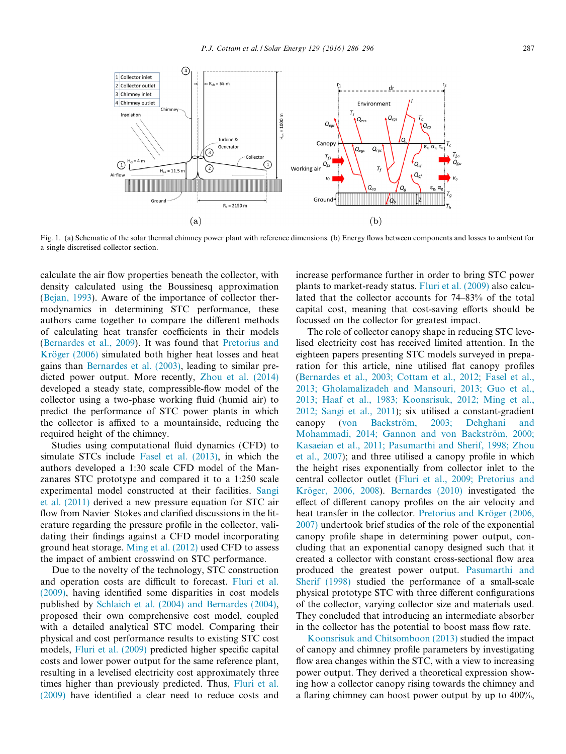Fig. 1. (a) Schematic of the solar thermal chimney power plant with reference dimensions. (b) Energy flows between components and losses to ambient for a single discretised collector section.

calculate the air flow properties beneath the collector, with density calculated using the Boussinesq approximation (Bejan, 1993). Aware of the importance of collector thermodynamics in determining STC performance, these authors came together to compare the different methods of calculating heat transfer coefficients in their models (Bernardes et al., 2009). It was found that Pretorius and Kröger (2006) simulated both higher heat losses and heat gains than Bernardes et al. (2003), leading to similar predicted power output. More recently, Zhou et al. (2014) developed a steady state, compressible-flow model of the collector using a two-phase working fluid (humid air) to predict the performance of power plants in which the collector is affixed to a mountainside, reducing the required height of the chimney.

Studies using computational fluid dynamics (CFD) to simulate STCs include Fasel et al. (2013), in which the authors developed a 1:30 scale CFD model of the Manzanares STC prototype and compared it to a 1:250 scale experimental model constructed at their facilities. Sangi et al. (2011) derived a new pressure equation for STC air flow from Navier–Stokes and clarified discussions in the literature regarding the pressure profile in the collector, validating their findings against a CFD model incorporating ground heat storage. Ming et al. (2012) used CFD to assess the impact of ambient crosswind on STC performance.

Due to the novelty of the technology, STC construction and operation costs are difficult to forecast. Fluri et al. (2009), having identified some disparities in cost models published by Schlaich et al. (2004) and Bernardes (2004), proposed their own comprehensive cost model, coupled with a detailed analytical STC model. Comparing their physical and cost performance results to existing STC cost models, Fluri et al. (2009) predicted higher specific capital costs and lower power output for the same reference plant, resulting in a levelised electricity cost approximately three times higher than previously predicted. Thus, Fluri et al. (2009) have identified a clear need to reduce costs and increase performance further in order to bring STC power plants to market-ready status. Fluri et al. (2009) also calculated that the collector accounts for 74–83% of the total capital cost, meaning that cost-saving efforts should be focussed on the collector for greatest impact.

The role of collector canopy shape in reducing STC levelised electricity cost has received limited attention. In the eighteen papers presenting STC models surveyed in preparation for this article, nine utilised flat canopy profiles (Bernardes et al., 2003; Cottam et al., 2012; Fasel et al., 2013; Gholamalizadeh and Mansouri, 2013; Guo et al., 2013; Haaf et al., 1983; Koonsrisuk, 2012; Ming et al., 2012; Sangi et al., 2011); six utilised a constant-gradient canopy (von Backström, 2003; Dehghani and Mohammadi, 2014; Gannon and von Backström, 2000; Kasaeian et al., 2011; Pasumarthi and Sherif, 1998; Zhou et al., 2007); and three utilised a canopy profile in which the height rises exponentially from collector inlet to the central collector outlet (Fluri et al., 2009; Pretorius and Kröger, 2006, 2008). Bernardes (2010) investigated the effect of different canopy profiles on the air velocity and heat transfer in the collector. Pretorius and Kröger (2006, 2007) undertook brief studies of the role of the exponential canopy profile shape in determining power output, concluding that an exponential canopy designed such that it created a collector with constant cross-sectional flow area produced the greatest power output. Pasumarthi and Sherif (1998) studied the performance of a small-scale physical prototype STC with three different configurations of the collector, varying collector size and materials used. They concluded that introducing an intermediate absorber in the collector has the potential to boost mass flow rate.

Koonsrisuk and Chitsomboon (2013) studied the impact of canopy and chimney profile parameters by investigating flow area changes within the STC, with a view to increasing power output. They derived a theoretical expression showing how a collector canopy rising towards the chimney and a flaring chimney can boost power output by up to 400%,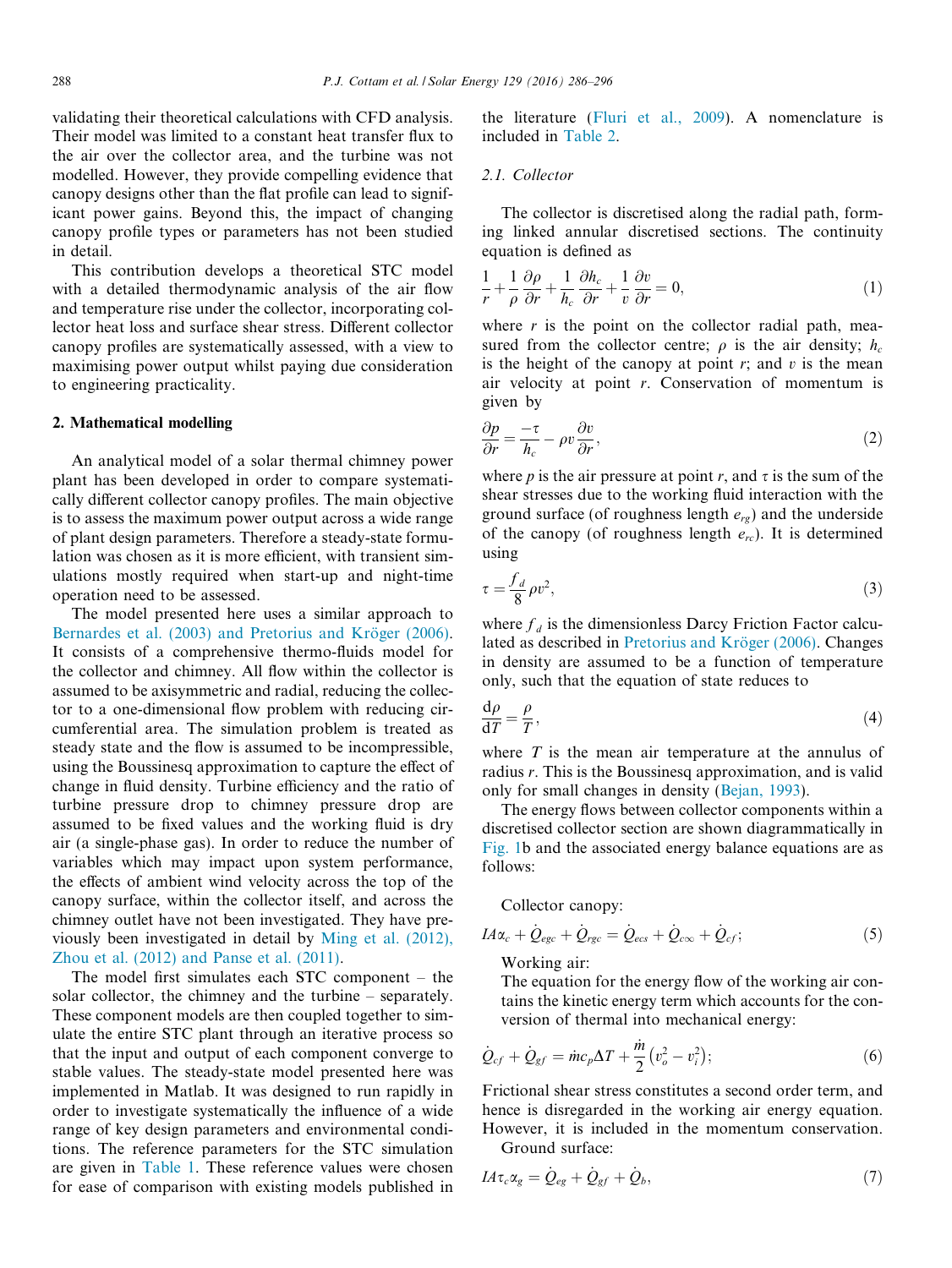validating their theoretical calculations with CFD analysis. Their model was limited to a constant heat transfer flux to the air over the collector area, and the turbine was not modelled. However, they provide compelling evidence that canopy designs other than the flat profile can lead to significant power gains. Beyond this, the impact of changing canopy profile types or parameters has not been studied in detail.

This contribution develops a theoretical STC model with a detailed thermodynamic analysis of the air flow and temperature rise under the collector, incorporating collector heat loss and surface shear stress. Different collector canopy profiles are systematically assessed, with a view to maximising power output whilst paying due consideration to engineering practicality.

## 2. Mathematical modelling

An analytical model of a solar thermal chimney power plant has been developed in order to compare systematically different collector canopy profiles. The main objective is to assess the maximum power output across a wide range of plant design parameters. Therefore a steady-state formulation was chosen as it is more efficient, with transient simulations mostly required when start-up and night-time operation need to be assessed.

The model presented here uses a similar approach to Bernardes et al. (2003) and Pretorius and Kröger (2006). It consists of a comprehensive thermo-fluids model for the collector and chimney. All flow within the collector is assumed to be axisymmetric and radial, reducing the collector to a one-dimensional flow problem with reducing circumferential area. The simulation problem is treated as steady state and the flow is assumed to be incompressible, using the Boussinesq approximation to capture the effect of change in fluid density. Turbine efficiency and the ratio of turbine pressure drop to chimney pressure drop are assumed to be fixed values and the working fluid is dry air (a single-phase gas). In order to reduce the number of variables which may impact upon system performance, the effects of ambient wind velocity across the top of the canopy surface, within the collector itself, and across the chimney outlet have not been investigated. They have previously been investigated in detail by Ming et al. (2012), Zhou et al. (2012) and Panse et al. (2011).

The model first simulates each STC component – the solar collector, the chimney and the turbine – separately. These component models are then coupled together to simulate the entire STC plant through an iterative process so that the input and output of each component converge to stable values. The steady-state model presented here was implemented in Matlab. It was designed to run rapidly in order to investigate systematically the influence of a wide range of key design parameters and environmental conditions. The reference parameters for the STC simulation are given in Table 1. These reference values were chosen for ease of comparison with existing models published in the literature (Fluri et al., 2009). A nomenclature is included in Table 2.

### 2.1. Collector

The collector is discretised along the radial path, forming linked annular discretised sections. The continuity equation is defined as

$$\frac{1}{r} + \frac{1}{\rho}\frac{\partial \rho}{\partial r} + \frac{1}{h_c}\frac{\partial h_c}{\partial r} + \frac{1}{v}\frac{\partial v}{\partial r} = 0, \tag{1}$$

where $r$ is the point on the collector radial path, measured from the collector centre; $\rho$ is the air density; $h_c$ is the height of the canopy at point $r$; and $v$ is the mean air velocity at point $r$. Conservation of momentum is given by

$$\frac{\partial p}{\partial r} = \frac{-\tau}{h_c} - \rho v \frac{\partial v}{\partial r}, \tag{2}$$

where $p$ is the air pressure at point $r$, and $\tau$ is the sum of the shear stresses due to the working fluid interaction with the ground surface (of roughness length $e_{rg}$) and the underside of the canopy (of roughness length $e_{rc}$). It is determined using

$$\tau = \frac{f_d}{8}\rho v^2, \tag{3}$$

where $f_d$ is the dimensionless Darcy Friction Factor calculated as described in Pretorius and Kröger (2006). Changes in density are assumed to be a function of temperature only, such that the equation of state reduces to

$$\frac{d\rho}{dT} = \frac{\rho}{T}, \tag{4}$$

where $T$ is the mean air temperature at the annulus of radius $r$. This is the Boussinesq approximation, and is valid only for small changes in density (Bejan, 1993).

The energy flows between collector components within a discretised collector section are shown diagrammatically in Fig. 1b and the associated energy balance equations are as follows:

Collector canopy:

$$IA\alpha_c + \dot{Q}_{egc} + \dot{Q}_{rgc} = \dot{Q}_{ecs} + \dot{Q}_{c\infty} + \dot{Q}_{cf}; \tag{5}$$

Working air:

The equation for the energy flow of the working air contains the kinetic energy term which accounts for the conversion of thermal into mechanical energy:

$$\dot{Q}_{cf} + \dot{Q}_{gf} = \dot{m}c_p\Delta T + \frac{\dot{m}}{2}\left(v_o^2 - v_i^2\right); \tag{6}$$

Frictional shear stress constitutes a second order term, and hence is disregarded in the working air energy equation. However, it is included in the momentum conservation.

Ground surface:

$$IA\tau_c\alpha_g = \dot{Q}_{eg} + \dot{Q}_{gf} + \dot{Q}_b, \tag{7}$$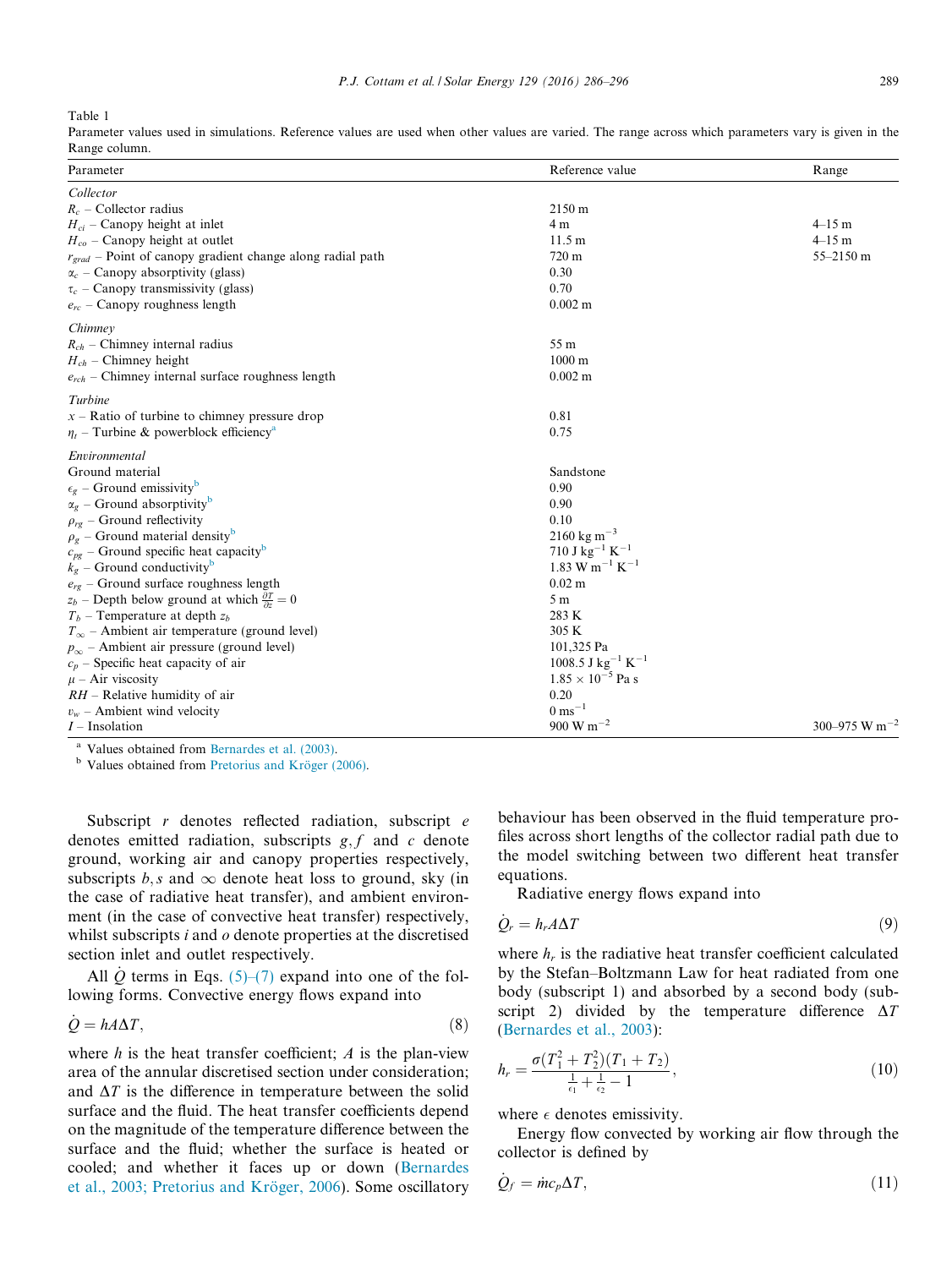Table 1
Parameter values used in simulations. Reference values are used when other values are varied. The range across which parameters vary is given in the Range column.

| Parameter | Reference value | Range |
|---|---|---|
| *Collector* | | |
| $R_c$ – Collector radius | 2150 m | |
| $H_{ci}$ – Canopy height at inlet | 4 m | 4–15 m |
| $H_{co}$ – Canopy height at outlet | 11.5 m | 4–15 m |
| $r_{grad}$ – Point of canopy gradient change along radial path | 720 m | 55–2150 m |
| $\alpha_c$ – Canopy absorptivity (glass) | 0.30 | |
| $\tau_c$ – Canopy transmissivity (glass) | 0.70 | |
| $e_{rc}$ – Canopy roughness length | 0.002 m | |
| *Chimney* | | |
| $R_{ch}$ – Chimney internal radius | 55 m | |
| $H_{ch}$ – Chimney height | 1000 m | |
| $e_{rch}$ – Chimney internal surface roughness length | 0.002 m | |
| *Turbine* | | |
| $x$ – Ratio of turbine to chimney pressure drop | 0.81 | |
| $\eta_t$ – Turbine & powerblock efficiency[a] | 0.75 | |
| *Environmental* | | |
| Ground material | Sandstone | |
| $\epsilon_g$ – Ground emissivity[b] | 0.90 | |
| $\alpha_g$ – Ground absorptivity[b] | 0.90 | |
| $\rho_{rg}$ – Ground reflectivity | 0.10 | |
| $\rho_g$ – Ground material density[b] | 2160 kg m$^{-3}$ | |
| $c_{pg}$ – Ground specific heat capacity[b] | 710 J kg$^{-1}$ K$^{-1}$ | |
| $k_g$ – Ground conductivity[b] | 1.83 W m$^{-1}$ K$^{-1}$ | |
| $e_{rg}$ – Ground surface roughness length | 0.02 m | |
| $z_b$ – Depth below ground at which $\frac{\partial T}{\partial z} = 0$ | 5 m | |
| $T_b$ – Temperature at depth $z_b$ | 283 K | |
| $T_\infty$ – Ambient air temperature (ground level) | 305 K | |
| $p_\infty$ – Ambient air pressure (ground level) | 101,325 Pa | |
| $c_p$ – Specific heat capacity of air | 1008.5 J kg$^{-1}$ K$^{-1}$ | |
| $\mu$ – Air viscosity | $1.85 \times 10^{-5}$ Pa s | |
| $RH$ – Relative humidity of air | 0.20 | |
| $v_w$ – Ambient wind velocity | 0 ms$^{-1}$ | |
| $I$ – Insolation | 900 W m$^{-2}$ | 300–975 W m$^{-2}$ |

[a] Values obtained from Bernardes et al. (2003).
[b] Values obtained from Pretorius and Kröger (2006).

Subscript $r$ denotes reflected radiation, subscript $e$ denotes emitted radiation, subscripts $g, f$ and $c$ denote ground, working air and canopy properties respectively, subscripts $b, s$ and $\infty$ denote heat loss to ground, sky (in the case of radiative heat transfer), and ambient environment (in the case of convective heat transfer) respectively, whilst subscripts $i$ and $o$ denote properties at the discretised section inlet and outlet respectively.

All $\dot{Q}$ terms in Eqs. (5)–(7) expand into one of the following forms. Convective energy flows expand into

$$\dot{Q} = hA\Delta T, \tag{8}$$

where $h$ is the heat transfer coefficient; $A$ is the plan-view area of the annular discretised section under consideration; and $\Delta T$ is the difference in temperature between the solid surface and the fluid. The heat transfer coefficients depend on the magnitude of the temperature difference between the surface and the fluid; whether the surface is heated or cooled; and whether it faces up or down (Bernardes et al., 2003; Pretorius and Kröger, 2006). Some oscillatory behaviour has been observed in the fluid temperature profiles across short lengths of the collector radial path due to the model switching between two different heat transfer equations.

Radiative energy flows expand into

$$\dot{Q}_r = h_r A\Delta T \tag{9}$$

where $h_r$ is the radiative heat transfer coefficient calculated by the Stefan–Boltzmann Law for heat radiated from one body (subscript 1) and absorbed by a second body (subscript 2) divided by the temperature difference $\Delta T$ (Bernardes et al., 2003):

$$h_r = \frac{\sigma(T_1^2 + T_2^2)(T_1 + T_2)}{\frac{1}{\epsilon_1} + \frac{1}{\epsilon_2} - 1}, \tag{10}$$

where $\epsilon$ denotes emissivity.

Energy flow convected by working air flow through the collector is defined by

$$\dot{Q}_f = \dot{m}c_p\Delta T, \tag{11}$$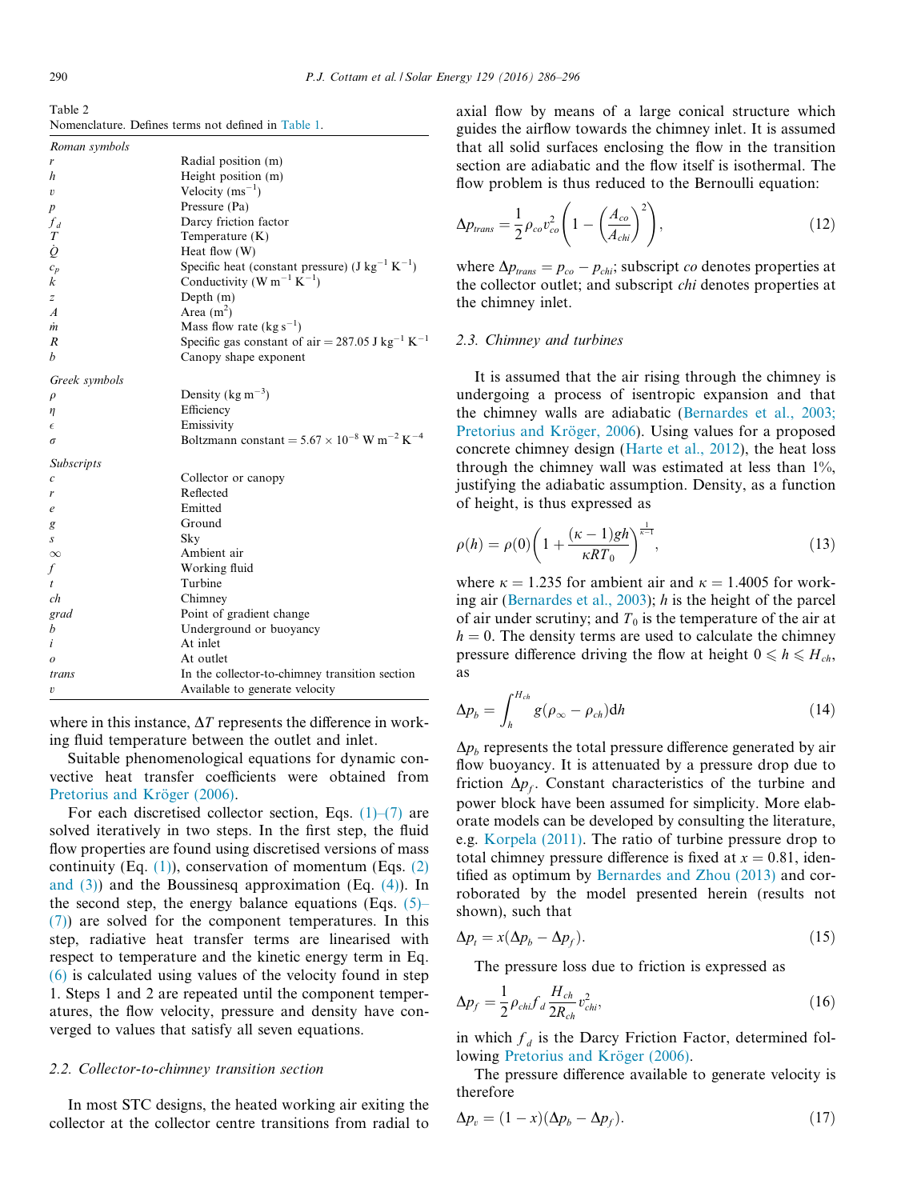Table 2
Nomenclature. Defines terms not defined in Table 1.

| | |
|---|---|
| *Roman symbols* | |
| $r$ | Radial position (m) |
| $h$ | Height position (m) |
| $v$ | Velocity ($\text{ms}^{-1}$) |
| $p$ | Pressure (Pa) |
| $f_d$ | Darcy friction factor |
| $T$ | Temperature (K) |
| $\dot{Q}$ | Heat flow (W) |
| $c_p$ | Specific heat (constant pressure) ($\text{J kg}^{-1}\text{ K}^{-1}$) |
| $k$ | Conductivity ($\text{W m}^{-1}\text{ K}^{-1}$) |
| $z$ | Depth (m) |
| $A$ | Area ($\text{m}^2$) |
| $\dot{m}$ | Mass flow rate ($\text{kg s}^{-1}$) |
| $R$ | Specific gas constant of air = 287.05 $\text{J kg}^{-1}\text{ K}^{-1}$ |
| $b$ | Canopy shape exponent |
| *Greek symbols* | |
| $\rho$ | Density ($\text{kg m}^{-3}$) |
| $\eta$ | Efficiency |
| $\epsilon$ | Emissivity |
| $\sigma$ | Boltzmann constant = $5.67 \times 10^{-8}$ $\text{W m}^{-2}\text{ K}^{-4}$ |
| *Subscripts* | |
| $c$ | Collector or canopy |
| $r$ | Reflected |
| $e$ | Emitted |
| $g$ | Ground |
| $s$ | Sky |
| $\infty$ | Ambient air |
| $f$ | Working fluid |
| $t$ | Turbine |
| $ch$ | Chimney |
| $grad$ | Point of gradient change |
| $b$ | Underground or buoyancy |
| $i$ | At inlet |
| $o$ | At outlet |
| $trans$ | In the collector-to-chimney transition section |
| $v$ | Available to generate velocity |

where in this instance, $\Delta T$ represents the difference in working fluid temperature between the outlet and inlet.

Suitable phenomenological equations for dynamic convective heat transfer coefficients were obtained from Pretorius and Kröger (2006).

For each discretised collector section, Eqs. (1)–(7) are solved iteratively in two steps. In the first step, the fluid flow properties are found using discretised versions of mass continuity (Eq. (1)), conservation of momentum (Eqs. (2) and (3)) and the Boussinesq approximation (Eq. (4)). In the second step, the energy balance equations (Eqs. (5)–(7)) are solved for the component temperatures. In this step, radiative heat transfer terms are linearised with respect to temperature and the kinetic energy term in Eq. (6) is calculated using values of the velocity found in step 1. Steps 1 and 2 are repeated until the component temperatures, the flow velocity, pressure and density have converged to values that satisfy all seven equations.

### 2.2. Collector-to-chimney transition section

In most STC designs, the heated working air exiting the collector at the collector centre transitions from radial to axial flow by means of a large conical structure which guides the airflow towards the chimney inlet. It is assumed that all solid surfaces enclosing the flow in the transition section are adiabatic and the flow itself is isothermal. The flow problem is thus reduced to the Bernoulli equation:

$$\Delta p_{trans} = \frac{1}{2}\rho_{co}v_{co}^2\left(1 - \left(\frac{A_{co}}{A_{chi}}\right)^2\right), \tag{12}$$

where $\Delta p_{trans} = p_{co} - p_{chi}$; subscript $co$ denotes properties at the collector outlet; and subscript $chi$ denotes properties at the chimney inlet.

### 2.3. Chimney and turbines

It is assumed that the air rising through the chimney is undergoing a process of isentropic expansion and that the chimney walls are adiabatic (Bernardes et al., 2003; Pretorius and Kröger, 2006). Using values for a proposed concrete chimney design (Harte et al., 2012), the heat loss through the chimney wall was estimated at less than 1%, justifying the adiabatic assumption. Density, as a function of height, is thus expressed as

$$\rho(h) = \rho(0)\left(1 + \frac{(\kappa - 1)gh}{\kappa R T_0}\right)^{\frac{1}{\kappa - 1}}, \tag{13}$$

where $\kappa = 1.235$ for ambient air and $\kappa = 1.4005$ for working air (Bernardes et al., 2003); $h$ is the height of the parcel of air under scrutiny; and $T_0$ is the temperature of the air at $h = 0$. The density terms are used to calculate the chimney pressure difference driving the flow at height $0 \leqslant h \leqslant H_{ch}$, as

$$\Delta p_b = \int_h^{H_{ch}} g(\rho_\infty - \rho_{ch})\,\mathrm{d}h \tag{14}$$

$\Delta p_b$ represents the total pressure difference generated by air flow buoyancy. It is attenuated by a pressure drop due to friction $\Delta p_f$. Constant characteristics of the turbine and power block have been assumed for simplicity. More elaborate models can be developed by consulting the literature, e.g. Korpela (2011). The ratio of turbine pressure drop to total chimney pressure difference is fixed at $x = 0.81$, identified as optimum by Bernardes and Zhou (2013) and corroborated by the model presented herein (results not shown), such that

$$\Delta p_t = x(\Delta p_b - \Delta p_f). \tag{15}$$

The pressure loss due to friction is expressed as

$$\Delta p_f = \frac{1}{2}\rho_{chi}f_d\frac{H_{ch}}{2R_{ch}}v_{chi}^2, \tag{16}$$

in which $f_d$ is the Darcy Friction Factor, determined following Pretorius and Kröger (2006).

The pressure difference available to generate velocity is therefore

$$\Delta p_v = (1 - x)(\Delta p_b - \Delta p_f). \tag{17}$$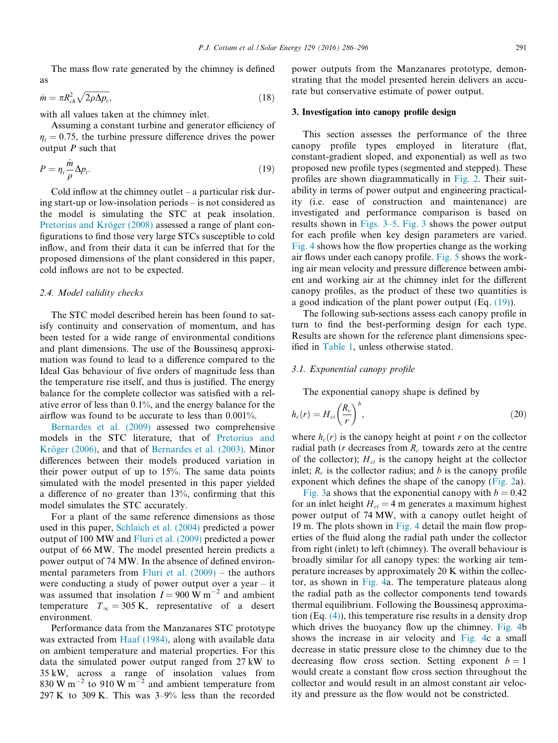The mass flow rate generated by the chimney is defined as

$$\dot{m} = \pi R_{ch}^2 \sqrt{2\rho \Delta p_v}, \tag{18}$$

with all values taken at the chimney inlet.

Assuming a constant turbine and generator efficiency of $\eta_t = 0.75$, the turbine pressure difference drives the power output $P$ such that

$$P = \eta_t \frac{\dot{m}}{\rho} \Delta p_t. \tag{19}$$

Cold inflow at the chimney outlet – a particular risk during start-up or low-insolation periods – is not considered as the model is simulating the STC at peak insolation. Pretorius and Kröger (2008) assessed a range of plant configurations to find those very large STCs susceptible to cold inflow, and from their data it can be inferred that for the proposed dimensions of the plant considered in this paper, cold inflows are not to be expected.

### 2.4. Model validity checks

The STC model described herein has been found to satisfy continuity and conservation of momentum, and has been tested for a wide range of environmental conditions and plant dimensions. The use of the Boussinesq approximation was found to lead to a difference compared to the Ideal Gas behaviour of five orders of magnitude less than the temperature rise itself, and thus is justified. The energy balance for the complete collector was satisfied with a relative error of less than 0.1%, and the energy balance for the airflow was found to be accurate to less than 0.001%.

Bernardes et al. (2009) assessed two comprehensive models in the STC literature, that of Pretorius and Kröger (2006), and that of Bernardes et al. (2003). Minor differences between their models produced variation in their power output of up to 15%. The same data points simulated with the model presented in this paper yielded a difference of no greater than 13%, confirming that this model simulates the STC accurately.

For a plant of the same reference dimensions as those used in this paper, Schlaich et al. (2004) predicted a power output of 100 MW and Fluri et al. (2009) predicted a power output of 66 MW. The model presented herein predicts a power output of 74 MW. In the absence of defined environmental parameters from Fluri et al. (2009) – the authors were conducting a study of power output over a year – it was assumed that insolation $I = 900\ \text{W m}^{-2}$ and ambient temperature $T_\infty = 305\ \text{K}$, representative of a desert environment.

Performance data from the Manzanares STC prototype was extracted from Haaf (1984), along with available data on ambient temperature and material properties. For this data the simulated power output ranged from 27 kW to 35 kW, across a range of insolation values from $830\ \text{W m}^{-2}$ to $910\ \text{W m}^{-2}$ and ambient temperature from 297 K to 309 K. This was 3–9% less than the recorded power outputs from the Manzanares prototype, demonstrating that the model presented herein delivers an accurate but conservative estimate of power output.

## 3. Investigation into canopy profile design

This section assesses the performance of the three canopy profile types employed in literature (flat, constant-gradient sloped, and exponential) as well as two proposed new profile types (segmented and stepped). These profiles are shown diagrammatically in Fig. 2. Their suitability in terms of power output and engineering practicality (i.e. ease of construction and maintenance) are investigated and performance comparison is based on results shown in Figs. 3–5. Fig. 3 shows the power output for each profile when key design parameters are varied. Fig. 4 shows how the flow properties change as the working air flows under each canopy profile. Fig. 5 shows the working air mean velocity and pressure difference between ambient and working air at the chimney inlet for the different canopy profiles, as the product of these two quantities is a good indication of the plant power output (Eq. (19)).

The following sub-sections assess each canopy profile in turn to find the best-performing design for each type. Results are shown for the reference plant dimensions specified in Table 1, unless otherwise stated.

### 3.1. Exponential canopy profile

The exponential canopy shape is defined by

$$h_c(r) = H_{ci}\left(\frac{R_c}{r}\right)^b, \tag{20}$$

where $h_c(r)$ is the canopy height at point $r$ on the collector radial path ($r$ decreases from $R_c$ towards zero at the centre of the collector); $H_{ci}$ is the canopy height at the collector inlet; $R_c$ is the collector radius; and $b$ is the canopy profile exponent which defines the shape of the canopy (Fig. 2a).

Fig. 3a shows that the exponential canopy with $b = 0.42$ for an inlet height $H_{ci} = 4$ m generates a maximum highest power output of 74 MW, with a canopy outlet height of 19 m. The plots shown in Fig. 4 detail the main flow properties of the fluid along the radial path under the collector from right (inlet) to left (chimney). The overall behaviour is broadly similar for all canopy types: the working air temperature increases by approximately 20 K within the collector, as shown in Fig. 4a. The temperature plateaus along the radial path as the collector components tend towards thermal equilibrium. Following the Boussinesq approximation (Eq. (4)), this temperature rise results in a density drop which drives the buoyancy flow up the chimney. Fig. 4b shows the increase in air velocity and Fig. 4c a small decrease in static pressure close to the chimney due to the decreasing flow cross section. Setting exponent $b = 1$ would create a constant flow cross section throughout the collector and would result in an almost constant air velocity and pressure as the flow would not be constricted.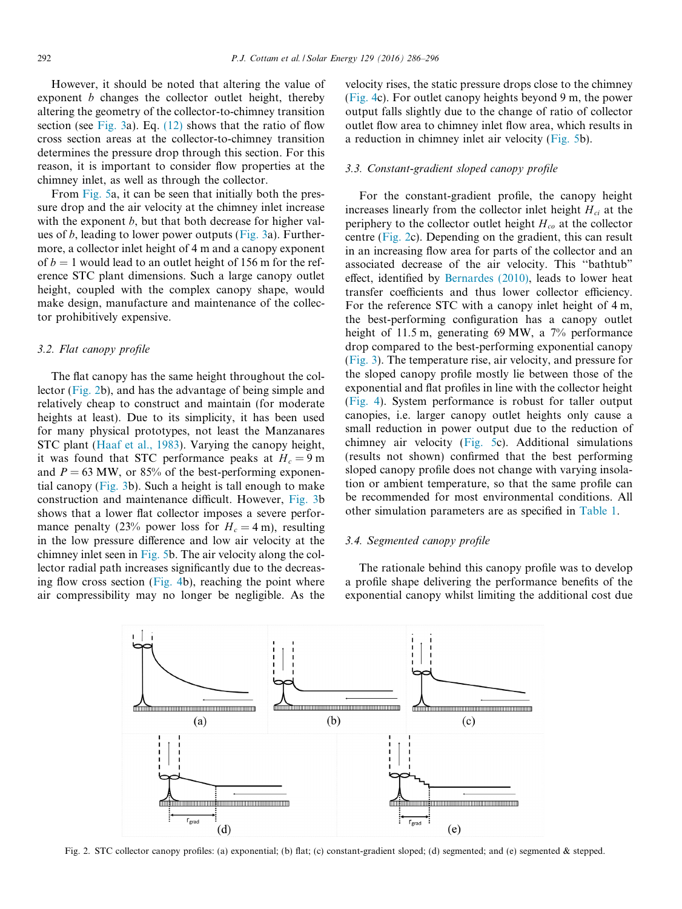However, it should be noted that altering the value of exponent $b$ changes the collector outlet height, thereby altering the geometry of the collector-to-chimney transition section (see Fig. 3a). Eq. (12) shows that the ratio of flow cross section areas at the collector-to-chimney transition determines the pressure drop through this section. For this reason, it is important to consider flow properties at the chimney inlet, as well as through the collector.

From Fig. 5a, it can be seen that initially both the pressure drop and the air velocity at the chimney inlet increase with the exponent $b$, but that both decrease for higher values of $b$, leading to lower power outputs (Fig. 3a). Furthermore, a collector inlet height of 4 m and a canopy exponent of $b = 1$ would lead to an outlet height of 156 m for the reference STC plant dimensions. Such a large canopy outlet height, coupled with the complex canopy shape, would make design, manufacture and maintenance of the collector prohibitively expensive.

### 3.2. Flat canopy profile

The flat canopy has the same height throughout the collector (Fig. 2b), and has the advantage of being simple and relatively cheap to construct and maintain (for moderate heights at least). Due to its simplicity, it has been used for many physical prototypes, not least the Manzanares STC plant (Haaf et al., 1983). Varying the canopy height, it was found that STC performance peaks at $H_c = 9$ m and $P = 63$ MW, or 85% of the best-performing exponential canopy (Fig. 3b). Such a height is tall enough to make construction and maintenance difficult. However, Fig. 3b shows that a lower flat collector imposes a severe performance penalty (23% power loss for $H_c = 4$ m), resulting in the low pressure difference and low air velocity at the chimney inlet seen in Fig. 5b. The air velocity along the collector radial path increases significantly due to the decreasing flow cross section (Fig. 4b), reaching the point where air compressibility may no longer be negligible. As the velocity rises, the static pressure drops close to the chimney (Fig. 4c). For outlet canopy heights beyond 9 m, the power output falls slightly due to the change of ratio of collector outlet flow area to chimney inlet flow area, which results in a reduction in chimney inlet air velocity (Fig. 5b).

### 3.3. Constant-gradient sloped canopy profile

For the constant-gradient profile, the canopy height increases linearly from the collector inlet height $H_{ci}$ at the periphery to the collector outlet height $H_{co}$ at the collector centre (Fig. 2c). Depending on the gradient, this can result in an increasing flow area for parts of the collector and an associated decrease of the air velocity. This "bathtub" effect, identified by Bernardes (2010), leads to lower heat transfer coefficients and thus lower collector efficiency. For the reference STC with a canopy inlet height of 4 m, the best-performing configuration has a canopy outlet height of 11.5 m, generating 69 MW, a 7% performance drop compared to the best-performing exponential canopy (Fig. 3). The temperature rise, air velocity, and pressure for the sloped canopy profile mostly lie between those of the exponential and flat profiles in line with the collector height (Fig. 4). System performance is robust for taller output canopies, i.e. larger canopy outlet heights only cause a small reduction in power output due to the reduction of chimney air velocity (Fig. 5c). Additional simulations (results not shown) confirmed that the best performing sloped canopy profile does not change with varying insolation or ambient temperature, so that the same profile can be recommended for most environmental conditions. All other simulation parameters are as specified in Table 1.

### 3.4. Segmented canopy profile

The rationale behind this canopy profile was to develop a profile shape delivering the performance benefits of the exponential canopy whilst limiting the additional cost due

Fig. 2. STC collector canopy profiles: (a) exponential; (b) flat; (c) constant-gradient sloped; (d) segmented; and (e) segmented & stepped.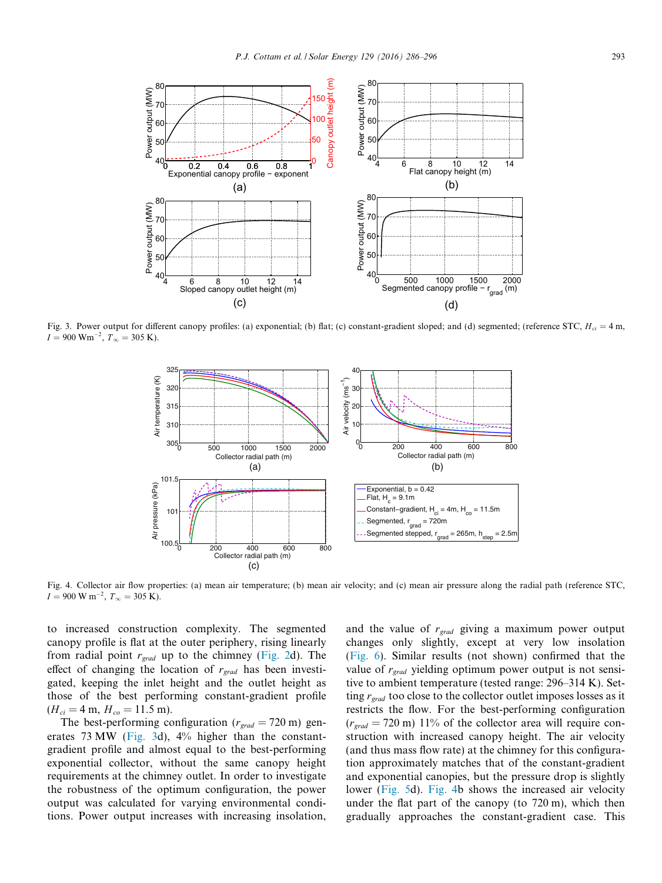Fig. 3. Power output for different canopy profiles: (a) exponential; (b) flat; (c) constant-gradient sloped; and (d) segmented; (reference STC, $H_{ci} = 4$ m, $I = 900$ W m$^{-2}$, $T_\infty = 305$ K).

Fig. 4. Collector air flow properties: (a) mean air temperature; (b) mean air velocity; and (c) mean air pressure along the radial path (reference STC, $I = 900$ W m$^{-2}$, $T_\infty = 305$ K).

to increased construction complexity. The segmented canopy profile is flat at the outer periphery, rising linearly from radial point $r_{grad}$ up to the chimney (Fig. 2d). The effect of changing the location of $r_{grad}$ has been investigated, keeping the inlet height and the outlet height as those of the best performing constant-gradient profile ($H_{ci} = 4$ m, $H_{co} = 11.5$ m).

The best-performing configuration ($r_{grad} = 720$ m) generates 73 MW (Fig. 3d), 4% higher than the constant-gradient profile and almost equal to the best-performing exponential collector, without the same canopy height requirements at the chimney outlet. In order to investigate the robustness of the optimum configuration, the power output was calculated for varying environmental conditions. Power output increases with increasing insolation, and the value of $r_{grad}$ giving a maximum power output changes only slightly, except at very low insolation (Fig. 6). Similar results (not shown) confirmed that the value of $r_{grad}$ yielding optimum power output is not sensitive to ambient temperature (tested range: 296–314 K). Setting $r_{grad}$ too close to the collector outlet imposes losses as it restricts the flow. For the best-performing configuration ($r_{grad} = 720$ m) 11% of the collector area will require construction with increased canopy height. The air velocity (and thus mass flow rate) at the chimney for this configuration approximately matches that of the constant-gradient and exponential canopies, but the pressure drop is slightly lower (Fig. 5d). Fig. 4b shows the increased air velocity under the flat part of the canopy (to 720 m), which then gradually approaches the constant-gradient case. This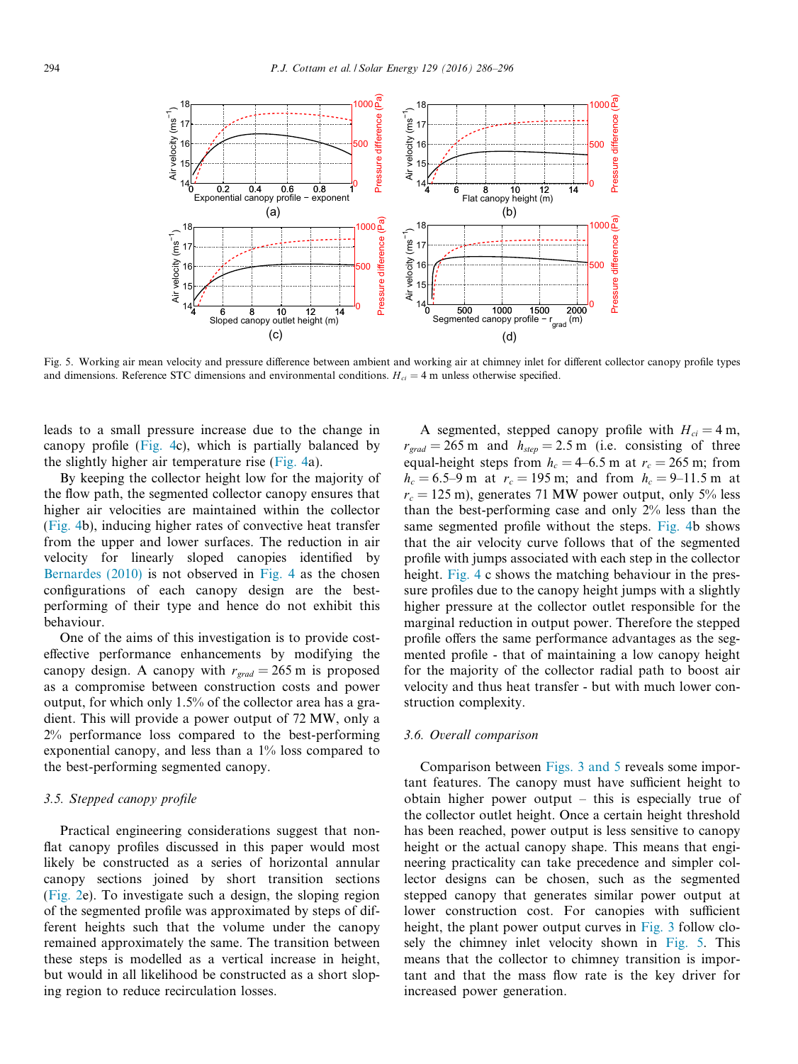Fig. 5. Working air mean velocity and pressure difference between ambient and working air at chimney inlet for different collector canopy profile types and dimensions. Reference STC dimensions and environmental conditions. $H_{ci} = 4$ m unless otherwise specified.

leads to a small pressure increase due to the change in canopy profile (Fig. 4c), which is partially balanced by the slightly higher air temperature rise (Fig. 4a).

By keeping the collector height low for the majority of the flow path, the segmented collector canopy ensures that higher air velocities are maintained within the collector (Fig. 4b), inducing higher rates of convective heat transfer from the upper and lower surfaces. The reduction in air velocity for linearly sloped canopies identified by Bernardes (2010) is not observed in Fig. 4 as the chosen configurations of each canopy design are the best-performing of their type and hence do not exhibit this behaviour.

One of the aims of this investigation is to provide cost-effective performance enhancements by modifying the canopy design. A canopy with $r_{grad} = 265$ m is proposed as a compromise between construction costs and power output, for which only 1.5% of the collector area has a gradient. This will provide a power output of 72 MW, only a 2% performance loss compared to the best-performing exponential canopy, and less than a 1% loss compared to the best-performing segmented canopy.

### 3.5. Stepped canopy profile

Practical engineering considerations suggest that non-flat canopy profiles discussed in this paper would most likely be constructed as a series of horizontal annular canopy sections joined by short transition sections (Fig. 2e). To investigate such a design, the sloping region of the segmented profile was approximated by steps of different heights such that the volume under the canopy remained approximately the same. The transition between these steps is modelled as a vertical increase in height, but would in all likelihood be constructed as a short sloping region to reduce recirculation losses.

A segmented, stepped canopy profile with $H_{ci} = 4$ m, $r_{grad} = 265$ m and $h_{step} = 2.5$ m (i.e. consisting of three equal-height steps from $h_c = 4$–$6.5$ m at $r_c = 265$ m; from $h_c = 6.5$–$9$ m at $r_c = 195$ m; and from $h_c = 9$–$11.5$ m at $r_c = 125$ m), generates 71 MW power output, only 5% less than the best-performing case and only 2% less than the same segmented profile without the steps. Fig. 4b shows that the air velocity curve follows that of the segmented profile with jumps associated with each step in the collector height. Fig. 4 c shows the matching behaviour in the pressure profiles due to the canopy height jumps with a slightly higher pressure at the collector outlet responsible for the marginal reduction in output power. Therefore the stepped profile offers the same performance advantages as the segmented profile - that of maintaining a low canopy height for the majority of the collector radial path to boost air velocity and thus heat transfer - but with much lower construction complexity.

### 3.6. Overall comparison

Comparison between Figs. 3 and 5 reveals some important features. The canopy must have sufficient height to obtain higher power output – this is especially true of the collector outlet height. Once a certain height threshold has been reached, power output is less sensitive to canopy height or the actual canopy shape. This means that engineering practicality can take precedence and simpler collector designs can be chosen, such as the segmented stepped canopy that generates similar power output at lower construction cost. For canopies with sufficient height, the plant power output curves in Fig. 3 follow closely the chimney inlet velocity shown in Fig. 5. This means that the collector to chimney transition is important and that the mass flow rate is the key driver for increased power generation.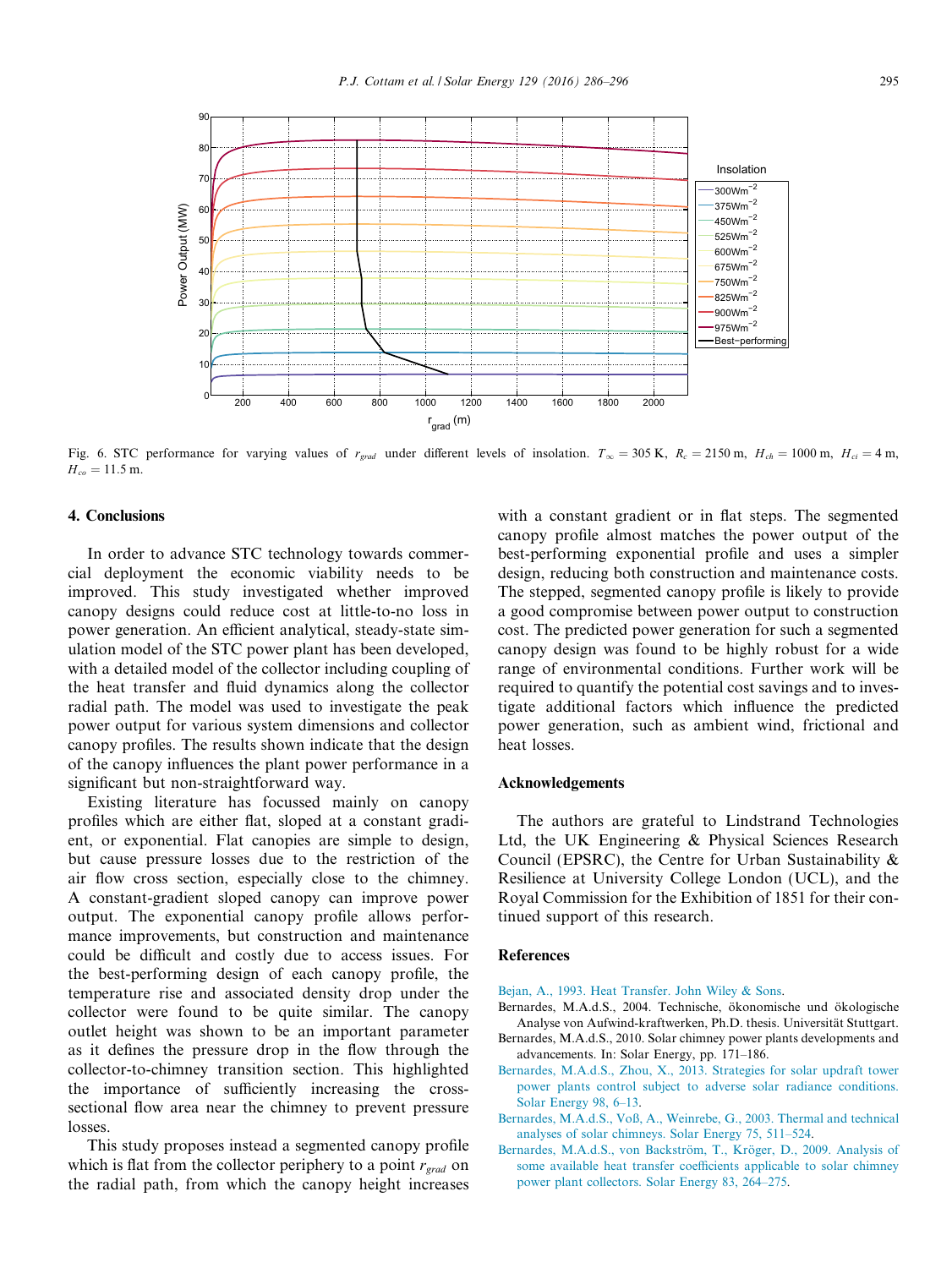90
80
70
60
50
40
30
20
10
0

Power Output (MW)

200 400 600 800 1000 1200 1400 1600 1800 2000

$r_{grad}$ (m)

Insolation
300Wm$^{-2}$
375Wm$^{-2}$
450Wm$^{-2}$
525Wm$^{-2}$
600Wm$^{-2}$
675Wm$^{-2}$
750Wm$^{-2}$
825Wm$^{-2}$
900Wm$^{-2}$
975Wm$^{-2}$
Best-performing

Fig. 6. STC performance for varying values of $r_{grad}$ under different levels of insolation. $T_\infty = 305$ K, $R_c = 2150$ m, $H_{ch} = 1000$ m, $H_{ci} = 4$ m, $H_{co} = 11.5$ m.

## 4. Conclusions

In order to advance STC technology towards commercial deployment the economic viability needs to be improved. This study investigated whether improved canopy designs could reduce cost at little-to-no loss in power generation. An efficient analytical, steady-state simulation model of the STC power plant has been developed, with a detailed model of the collector including coupling of the heat transfer and fluid dynamics along the collector radial path. The model was used to investigate the peak power output for various system dimensions and collector canopy profiles. The results shown indicate that the design of the canopy influences the plant power performance in a significant but non-straightforward way.

Existing literature has focussed mainly on canopy profiles which are either flat, sloped at a constant gradient, or exponential. Flat canopies are simple to design, but cause pressure losses due to the restriction of the air flow cross section, especially close to the chimney. A constant-gradient sloped canopy can improve power output. The exponential canopy profile allows performance improvements, but construction and maintenance could be difficult and costly due to access issues. For the best-performing design of each canopy profile, the temperature rise and associated density drop under the collector were found to be quite similar. The canopy outlet height was shown to be an important parameter as it defines the pressure drop in the flow through the collector-to-chimney transition section. This highlighted the importance of sufficiently increasing the cross-sectional flow area near the chimney to prevent pressure losses.

This study proposes instead a segmented canopy profile which is flat from the collector periphery to a point $r_{grad}$ on the radial path, from which the canopy height increases with a constant gradient or in flat steps. The segmented canopy profile almost matches the power output of the best-performing exponential profile and uses a simpler design, reducing both construction and maintenance costs. The stepped, segmented canopy profile is likely to provide a good compromise between power output to construction cost. The predicted power generation for such a segmented canopy design was found to be highly robust for a wide range of environmental conditions. Further work will be required to quantify the potential cost savings and to investigate additional factors which influence the predicted power generation, such as ambient wind, frictional and heat losses.

## Acknowledgements

The authors are grateful to Lindstrand Technologies Ltd, the UK Engineering & Physical Sciences Research Council (EPSRC), the Centre for Urban Sustainability & Resilience at University College London (UCL), and the Royal Commission for the Exhibition of 1851 for their continued support of this research.

## References

Bejan, A., 1993. Heat Transfer. John Wiley & Sons.

Bernardes, M.A.d.S., 2004. Technische, ökonomische und ökologische Analyse von Aufwind-kraftwerken, Ph.D. thesis. Universität Stuttgart.

Bernardes, M.A.d.S., 2010. Solar chimney power plants developments and advancements. In: Solar Energy, pp. 171–186.

Bernardes, M.A.d.S., Zhou, X., 2013. Strategies for solar updraft tower power plants control subject to adverse solar radiance conditions. Solar Energy 98, 6–13.

Bernardes, M.A.d.S., Voß, A., Weinrebe, G., 2003. Thermal and technical analyses of solar chimneys. Solar Energy 75, 511–524.

Bernardes, M.A.d.S., von Backström, T., Kröger, D., 2009. Analysis of some available heat transfer coefficients applicable to solar chimney power plant collectors. Solar Energy 83, 264–275.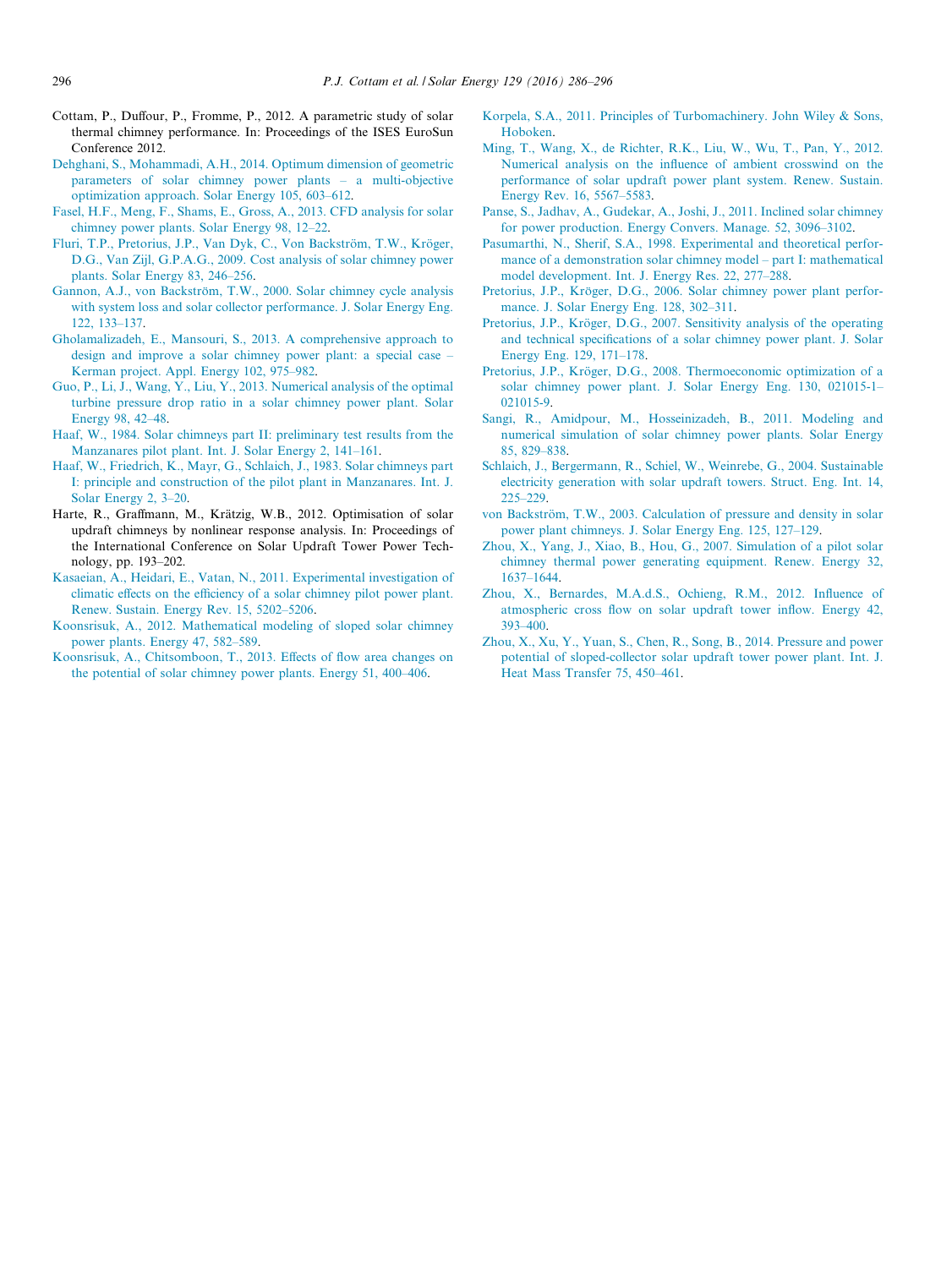Cottam, P., Duffour, P., Fromme, P., 2012. A parametric study of solar thermal chimney performance. In: Proceedings of the ISES EuroSun Conference 2012.

Dehghani, S., Mohammadi, A.H., 2014. Optimum dimension of geometric parameters of solar chimney power plants – a multi-objective optimization approach. Solar Energy 105, 603–612.

Fasel, H.F., Meng, F., Shams, E., Gross, A., 2013. CFD analysis for solar chimney power plants. Solar Energy 98, 12–22.

Fluri, T.P., Pretorius, J.P., Van Dyk, C., Von Backström, T.W., Kröger, D.G., Van Zijl, G.P.A.G., 2009. Cost analysis of solar chimney power plants. Solar Energy 83, 246–256.

Gannon, A.J., von Backström, T.W., 2000. Solar chimney cycle analysis with system loss and solar collector performance. J. Solar Energy Eng. 122, 133–137.

Gholamalizadeh, E., Mansouri, S., 2013. A comprehensive approach to design and improve a solar chimney power plant: a special case – Kerman project. Appl. Energy 102, 975–982.

Guo, P., Li, J., Wang, Y., Liu, Y., 2013. Numerical analysis of the optimal turbine pressure drop ratio in a solar chimney power plant. Solar Energy 98, 42–48.

Haaf, W., 1984. Solar chimneys part II: preliminary test results from the Manzanares pilot plant. Int. J. Solar Energy 2, 141–161.

Haaf, W., Friedrich, K., Mayr, G., Schlaich, J., 1983. Solar chimneys part I: principle and construction of the pilot plant in Manzanares. Int. J. Solar Energy 2, 3–20.

Harte, R., Graffmann, M., Krätzig, W.B., 2012. Optimisation of solar updraft chimneys by nonlinear response analysis. In: Proceedings of the International Conference on Solar Updraft Tower Power Technology, pp. 193–202.

Kasaeian, A., Heidari, E., Vatan, N., 2011. Experimental investigation of climatic effects on the efficiency of a solar chimney pilot power plant. Renew. Sustain. Energy Rev. 15, 5202–5206.

Koonsrisuk, A., 2012. Mathematical modeling of sloped solar chimney power plants. Energy 47, 582–589.

Koonsrisuk, A., Chitsomboon, T., 2013. Effects of flow area changes on the potential of solar chimney power plants. Energy 51, 400–406.

Korpela, S.A., 2011. Principles of Turbomachinery. John Wiley & Sons, Hoboken.

Ming, T., Wang, X., de Richter, R.K., Liu, W., Wu, T., Pan, Y., 2012. Numerical analysis on the influence of ambient crosswind on the performance of solar updraft power plant system. Renew. Sustain. Energy Rev. 16, 5567–5583.

Panse, S., Jadhav, A., Gudekar, A., Joshi, J., 2011. Inclined solar chimney for power production. Energy Convers. Manage. 52, 3096–3102.

Pasumarthi, N., Sherif, S.A., 1998. Experimental and theoretical performance of a demonstration solar chimney model – part I: mathematical model development. Int. J. Energy Res. 22, 277–288.

Pretorius, J.P., Kröger, D.G., 2006. Solar chimney power plant performance. J. Solar Energy Eng. 128, 302–311.

Pretorius, J.P., Kröger, D.G., 2007. Sensitivity analysis of the operating and technical specifications of a solar chimney power plant. J. Solar Energy Eng. 129, 171–178.

Pretorius, J.P., Kröger, D.G., 2008. Thermoeconomic optimization of a solar chimney power plant. J. Solar Energy Eng. 130, 021015-1–021015-9.

Sangi, R., Amidpour, M., Hosseinizadeh, B., 2011. Modeling and numerical simulation of solar chimney power plants. Solar Energy 85, 829–838.

Schlaich, J., Bergermann, R., Schiel, W., Weinrebe, G., 2004. Sustainable electricity generation with solar updraft towers. Struct. Eng. Int. 14, 225–229.

von Backström, T.W., 2003. Calculation of pressure and density in solar power plant chimneys. J. Solar Energy Eng. 125, 127–129.

Zhou, X., Yang, J., Xiao, B., Hou, G., 2007. Simulation of a pilot solar chimney thermal power generating equipment. Renew. Energy 32, 1637–1644.

Zhou, X., Bernardes, M.A.d.S., Ochieng, R.M., 2012. Influence of atmospheric cross flow on solar updraft tower inflow. Energy 42, 393–400.

Zhou, X., Xu, Y., Yuan, S., Chen, R., Song, B., 2014. Pressure and power potential of sloped-collector solar updraft tower power plant. Int. J. Heat Mass Transfer 75, 450–461.